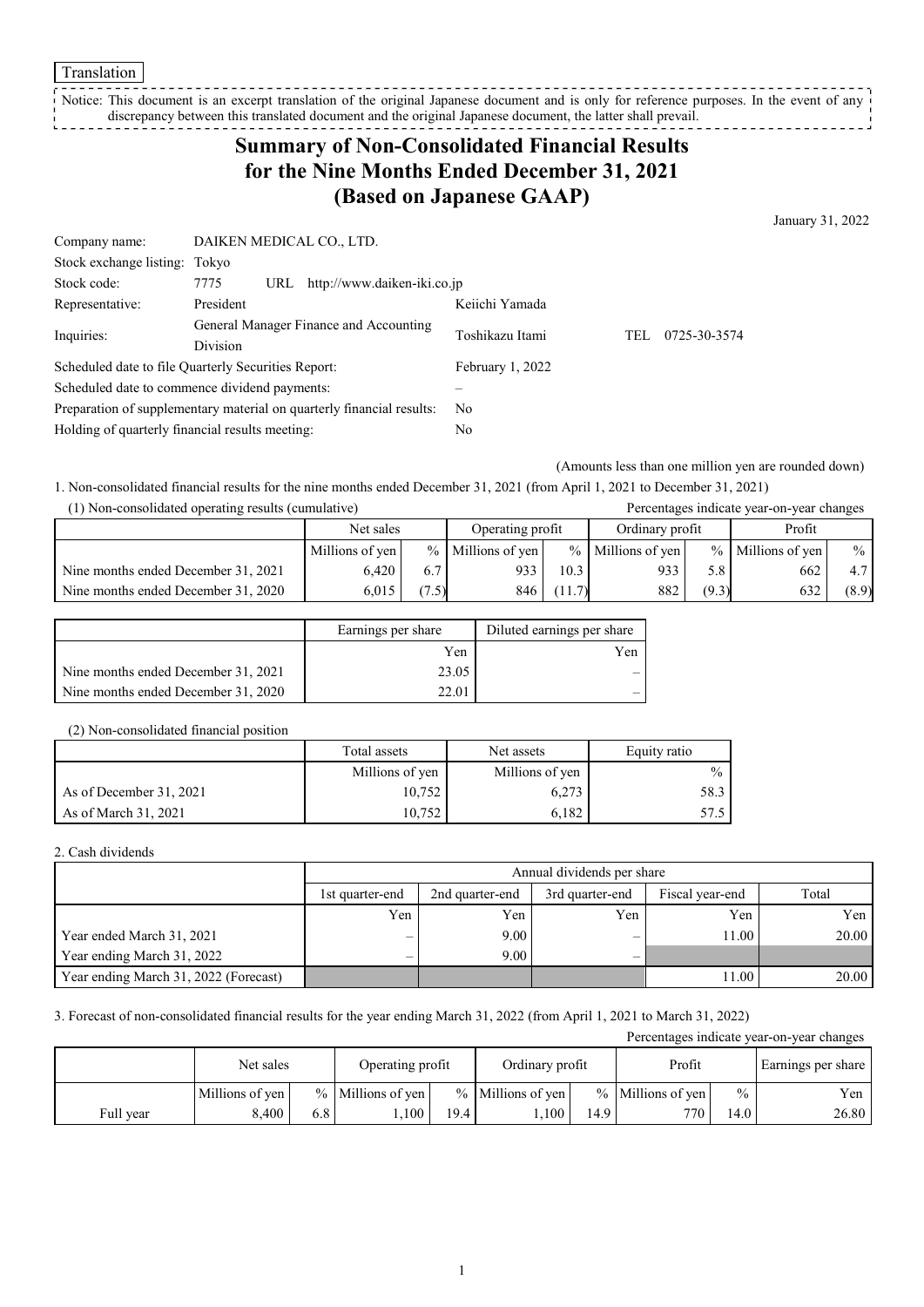Translation

Notice: This document is an excerpt translation of the original Japanese document and is only for reference purposes. In the event of any discrepancy between this translated document and the original Japanese document, the latter shall prevail.

# Summary of Non-Consolidated Financial Results for the Nine Months Ended December 31, 2021 (Based on Japanese GAAP)

January 31, 2022

| | | | |
|---|---|---|---|
| Company name: | DAIKEN MEDICAL CO., LTD. | | |
| Stock exchange listing: | Tokyo | | |
| Stock code: | 7775 URL http://www.daiken-iki.co.jp | | |
| Representative: | President | Keiichi Yamada | |
| Inquiries: | General Manager Finance and Accounting Division | Toshikazu Itami | TEL 0725-30-3574 |
| Scheduled date to file Quarterly Securities Report: | | February 1, 2022 | |
| Scheduled date to commence dividend payments: | | – | |
| Preparation of supplementary material on quarterly financial results: | | No | |
| Holding of quarterly financial results meeting: | | No | |

(Amounts less than one million yen are rounded down)

1. Non-consolidated financial results for the nine months ended December 31, 2021 (from April 1, 2021 to December 31, 2021)

(1) Non-consolidated operating results (cumulative)

Percentages indicate year-on-year changes

| | Net sales | | Operating profit | | Ordinary profit | | Profit | |
|---|---|---|---|---|---|---|---|---|
| | Millions of yen | % | Millions of yen | % | Millions of yen | % | Millions of yen | % |
| Nine months ended December 31, 2021 | 6,420 | 6.7 | 933 | 10.3 | 933 | 5.8 | 662 | 4.7 |
| Nine months ended December 31, 2020 | 6,015 | (7.5) | 846 | (11.7) | 882 | (9.3) | 632 | (8.9) |

| | Earnings per share | Diluted earnings per share |
|---|---|---|
| | Yen | Yen |
| Nine months ended December 31, 2021 | 23.05 | – |
| Nine months ended December 31, 2020 | 22.01 | – |

(2) Non-consolidated financial position

| | Total assets | Net assets | Equity ratio |
|---|---|---|---|
| | Millions of yen | Millions of yen | % |
| As of December 31, 2021 | 10,752 | 6,273 | 58.3 |
| As of March 31, 2021 | 10,752 | 6,182 | 57.5 |

2. Cash dividends

| | Annual dividends per share | | | | |
|---|---|---|---|---|---|
| | 1st quarter-end | 2nd quarter-end | 3rd quarter-end | Fiscal year-end | Total |
| | Yen | Yen | Yen | Yen | Yen |
| Year ended March 31, 2021 | – | 9.00 | – | 11.00 | 20.00 |
| Year ending March 31, 2022 | – | 9.00 | – | | |
| Year ending March 31, 2022 (Forecast) | | | | 11.00 | 20.00 |

3. Forecast of non-consolidated financial results for the year ending March 31, 2022 (from April 1, 2021 to March 31, 2022)

Percentages indicate year-on-year changes

| | Net sales | | Operating profit | | Ordinary profit | | Profit | | Earnings per share |
|---|---|---|---|---|---|---|---|---|---|
| | Millions of yen | % | Millions of yen | % | Millions of yen | % | Millions of yen | % | Yen |
| Full year | 8,400 | 6.8 | 1,100 | 19.4 | 1,100 | 14.9 | 770 | 14.0 | 26.80 |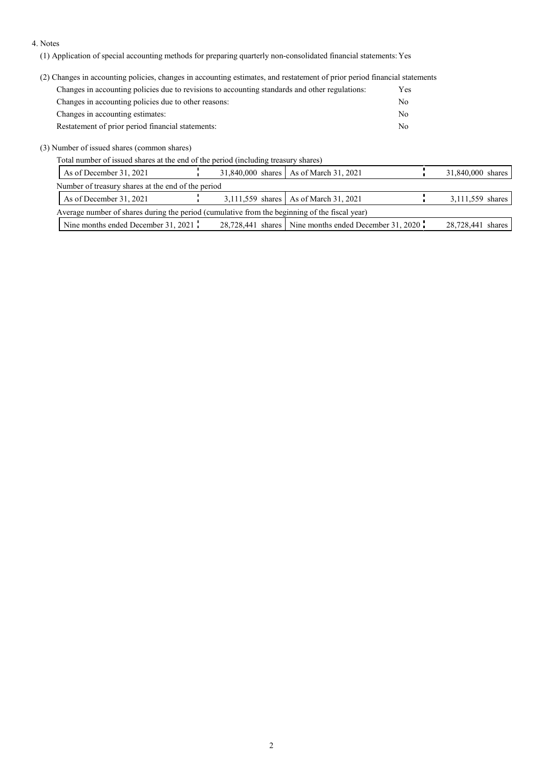4. Notes

(1) Application of special accounting methods for preparing quarterly non-consolidated financial statements: Yes

(2) Changes in accounting policies, changes in accounting estimates, and restatement of prior period financial statements

| | |
|---|---|
| Changes in accounting policies due to revisions to accounting standards and other regulations: | Yes |
| Changes in accounting policies due to other reasons: | No |
| Changes in accounting estimates: | No |
| Restatement of prior period financial statements: | No |

(3) Number of issued shares (common shares)

Total number of issued shares at the end of the period (including treasury shares)

| | | | |
|---|---|---|---|
| As of December 31, 2021 | 31,840,000 shares | As of March 31, 2021 | 31,840,000 shares |

Number of treasury shares at the end of the period

| | | | |
|---|---|---|---|
| As of December 31, 2021 | 3,111,559 shares | As of March 31, 2021 | 3,111,559 shares |

Average number of shares during the period (cumulative from the beginning of the fiscal year)

| | | | |
|---|---|---|---|
| Nine months ended December 31, 2021 | 28,728,441 shares | Nine months ended December 31, 2020 | 28,728,441 shares |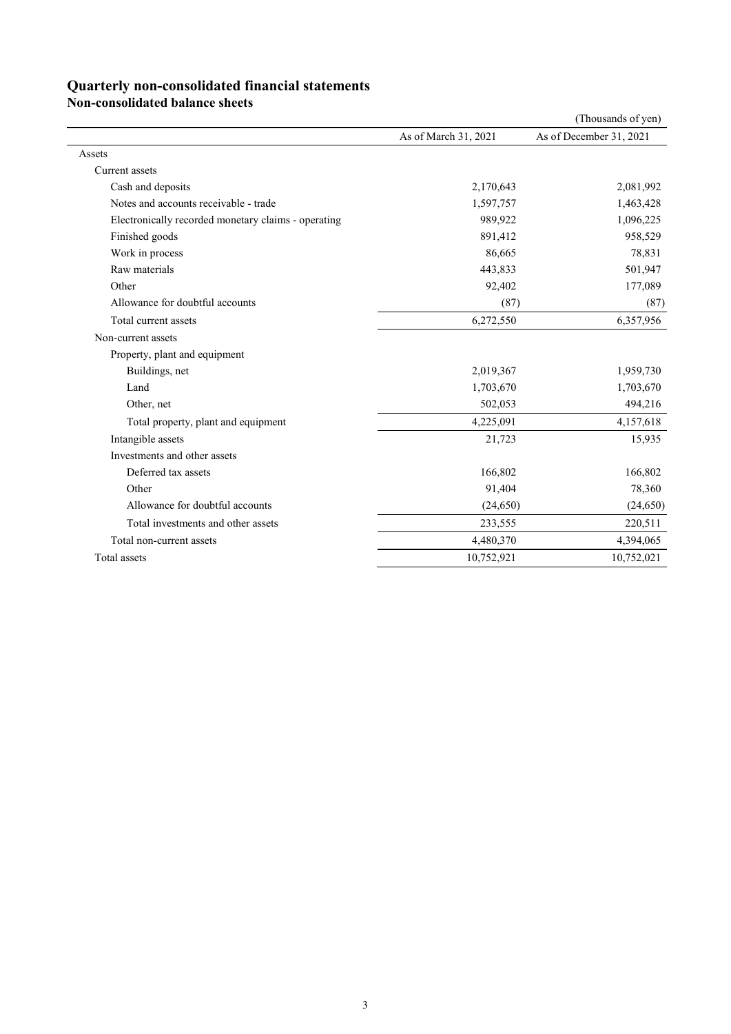# Quarterly non-consolidated financial statements

## Non-consolidated balance sheets

(Thousands of yen)

| | As of March 31, 2021 | As of December 31, 2021 |
|---|---|---|
| Assets | | |
| Current assets | | |
| Cash and deposits | 2,170,643 | 2,081,992 |
| Notes and accounts receivable - trade | 1,597,757 | 1,463,428 |
| Electronically recorded monetary claims - operating | 989,922 | 1,096,225 |
| Finished goods | 891,412 | 958,529 |
| Work in process | 86,665 | 78,831 |
| Raw materials | 443,833 | 501,947 |
| Other | 92,402 | 177,089 |
| Allowance for doubtful accounts | (87) | (87) |
| Total current assets | 6,272,550 | 6,357,956 |
| Non-current assets | | |
| Property, plant and equipment | | |
| Buildings, net | 2,019,367 | 1,959,730 |
| Land | 1,703,670 | 1,703,670 |
| Other, net | 502,053 | 494,216 |
| Total property, plant and equipment | 4,225,091 | 4,157,618 |
| Intangible assets | 21,723 | 15,935 |
| Investments and other assets | | |
| Deferred tax assets | 166,802 | 166,802 |
| Other | 91,404 | 78,360 |
| Allowance for doubtful accounts | (24,650) | (24,650) |
| Total investments and other assets | 233,555 | 220,511 |
| Total non-current assets | 4,480,370 | 4,394,065 |
| Total assets | 10,752,921 | 10,752,021 |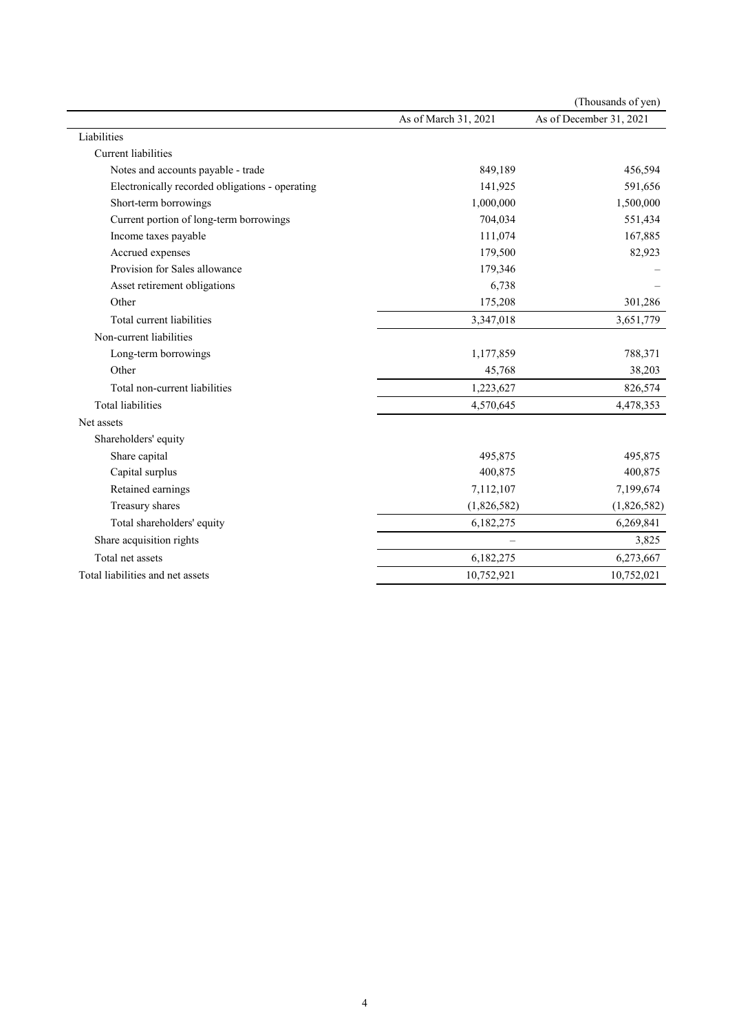(Thousands of yen)

| | As of March 31, 2021 | As of December 31, 2021 |
|---|---|---|
| Liabilities | | |
| Current liabilities | | |
| Notes and accounts payable - trade | 849,189 | 456,594 |
| Electronically recorded obligations - operating | 141,925 | 591,656 |
| Short-term borrowings | 1,000,000 | 1,500,000 |
| Current portion of long-term borrowings | 704,034 | 551,434 |
| Income taxes payable | 111,074 | 167,885 |
| Accrued expenses | 179,500 | 82,923 |
| Provision for Sales allowance | 179,346 | – |
| Asset retirement obligations | 6,738 | – |
| Other | 175,208 | 301,286 |
| Total current liabilities | 3,347,018 | 3,651,779 |
| Non-current liabilities | | |
| Long-term borrowings | 1,177,859 | 788,371 |
| Other | 45,768 | 38,203 |
| Total non-current liabilities | 1,223,627 | 826,574 |
| Total liabilities | 4,570,645 | 4,478,353 |
| Net assets | | |
| Shareholders' equity | | |
| Share capital | 495,875 | 495,875 |
| Capital surplus | 400,875 | 400,875 |
| Retained earnings | 7,112,107 | 7,199,674 |
| Treasury shares | (1,826,582) | (1,826,582) |
| Total shareholders' equity | 6,182,275 | 6,269,841 |
| Share acquisition rights | – | 3,825 |
| Total net assets | 6,182,275 | 6,273,667 |
| Total liabilities and net assets | 10,752,921 | 10,752,021 |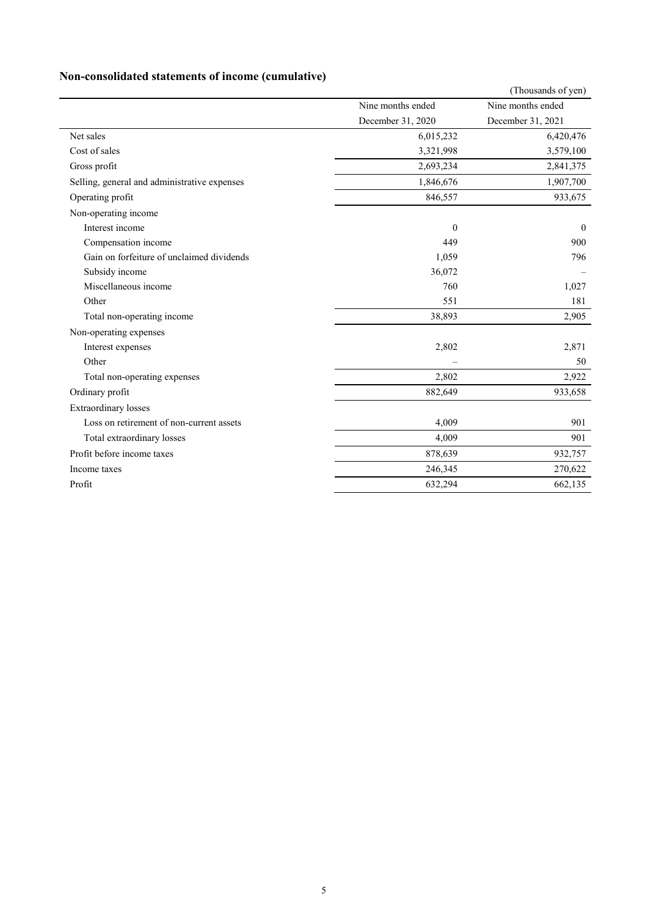## Non-consolidated statements of income (cumulative)

(Thousands of yen)

| | Nine months ended December 31, 2020 | Nine months ended December 31, 2021 |
|---|---|---|
| Net sales | 6,015,232 | 6,420,476 |
| Cost of sales | 3,321,998 | 3,579,100 |
| Gross profit | 2,693,234 | 2,841,375 |
| Selling, general and administrative expenses | 1,846,676 | 1,907,700 |
| Operating profit | 846,557 | 933,675 |
| Non-operating income | | |
| Interest income | 0 | 0 |
| Compensation income | 449 | 900 |
| Gain on forfeiture of unclaimed dividends | 1,059 | 796 |
| Subsidy income | 36,072 | – |
| Miscellaneous income | 760 | 1,027 |
| Other | 551 | 181 |
| Total non-operating income | 38,893 | 2,905 |
| Non-operating expenses | | |
| Interest expenses | 2,802 | 2,871 |
| Other | – | 50 |
| Total non-operating expenses | 2,802 | 2,922 |
| Ordinary profit | 882,649 | 933,658 |
| Extraordinary losses | | |
| Loss on retirement of non-current assets | 4,009 | 901 |
| Total extraordinary losses | 4,009 | 901 |
| Profit before income taxes | 878,639 | 932,757 |
| Income taxes | 246,345 | 270,622 |
| Profit | 632,294 | 662,135 |